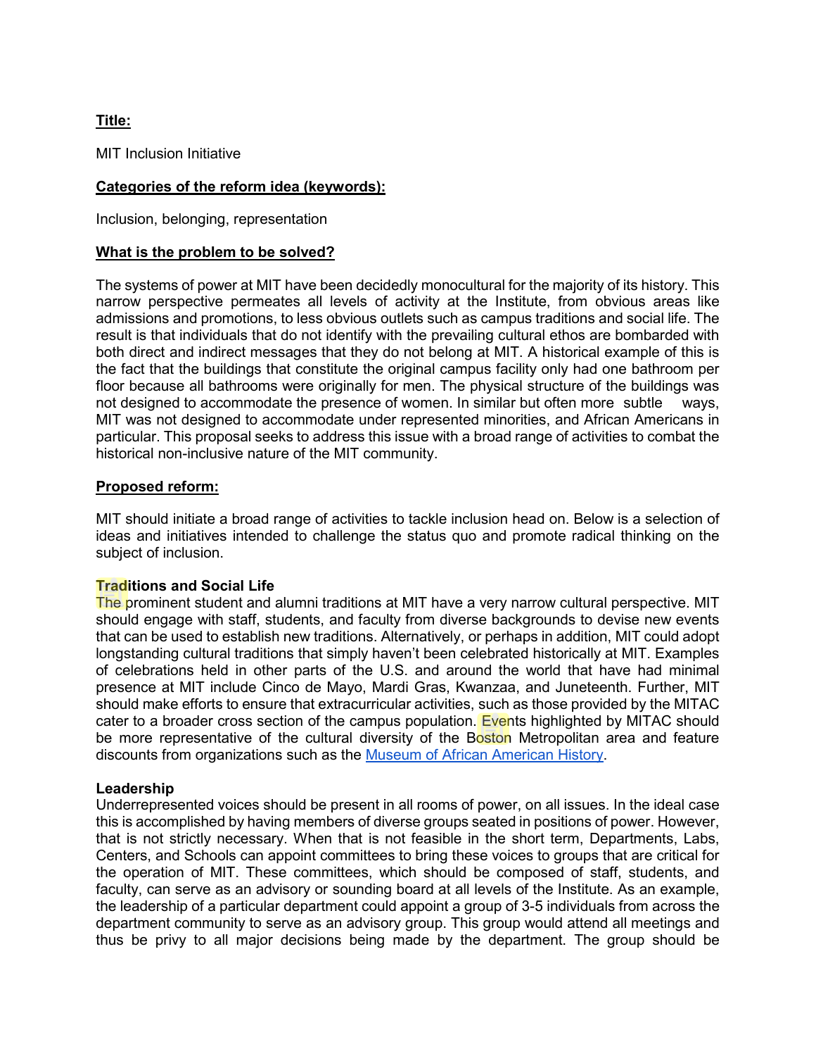**Title:**

MIT Inclusion Initiative

**Categories of the reform idea (keywords):**

Inclusion, belonging, representation

**What is the problem to be solved?**

The systems of power at MIT have been decidedly monocultural for the majority of its history. This narrow perspective permeates all levels of activity at the Institute, from obvious areas like admissions and promotions, to less obvious outlets such as campus traditions and social life. The result is that individuals that do not identify with the prevailing cultural ethos are bombarded with both direct and indirect messages that they do not belong at MIT. A historical example of this is the fact that the buildings that constitute the original campus facility only had one bathroom per floor because all bathrooms were originally for men. The physical structure of the buildings was not designed to accommodate the presence of women. In similar but often more subtle ways, MIT was not designed to accommodate under represented minorities, and African Americans in particular. This proposal seeks to address this issue with a broad range of activities to combat the historical non-inclusive nature of the MIT community.

**Proposed reform:**

MIT should initiate a broad range of activities to tackle inclusion head on. Below is a selection of ideas and initiatives intended to challenge the status quo and promote radical thinking on the subject of inclusion.

**Traditions and Social Life**

The prominent student and alumni traditions at MIT have a very narrow cultural perspective. MIT should engage with staff, students, and faculty from diverse backgrounds to devise new events that can be used to establish new traditions. Alternatively, or perhaps in addition, MIT could adopt longstanding cultural traditions that simply haven't been celebrated historically at MIT. Examples of celebrations held in other parts of the U.S. and around the world that have had minimal presence at MIT include Cinco de Mayo, Mardi Gras, Kwanzaa, and Juneteenth. Further, MIT should make efforts to ensure that extracurricular activities, such as those provided by the MITAC cater to a broader cross section of the campus population. Events highlighted by MITAC should be more representative of the cultural diversity of the Boston Metropolitan area and feature discounts from organizations such as the Museum of African American History.

**Leadership**

Underrepresented voices should be present in all rooms of power, on all issues. In the ideal case this is accomplished by having members of diverse groups seated in positions of power. However, that is not strictly necessary. When that is not feasible in the short term, Departments, Labs, Centers, and Schools can appoint committees to bring these voices to groups that are critical for the operation of MIT. These committees, which should be composed of staff, students, and faculty, can serve as an advisory or sounding board at all levels of the Institute. As an example, the leadership of a particular department could appoint a group of 3-5 individuals from across the department community to serve as an advisory group. This group would attend all meetings and thus be privy to all major decisions being made by the department. The group should be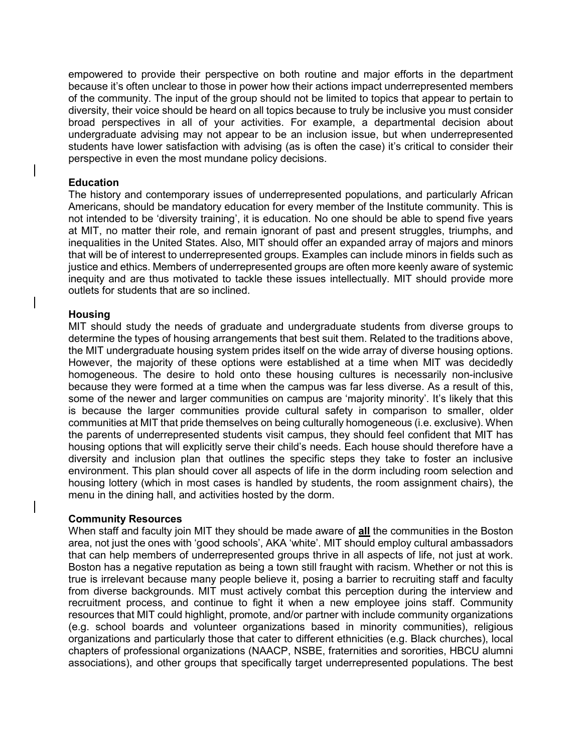empowered to provide their perspective on both routine and major efforts in the department because it's often unclear to those in power how their actions impact underrepresented members of the community. The input of the group should not be limited to topics that appear to pertain to diversity, their voice should be heard on all topics because to truly be inclusive you must consider broad perspectives in all of your activities. For example, a departmental decision about undergraduate advising may not appear to be an inclusion issue, but when underrepresented students have lower satisfaction with advising (as is often the case) it's critical to consider their perspective in even the most mundane policy decisions.

**Education**

The history and contemporary issues of underrepresented populations, and particularly African Americans, should be mandatory education for every member of the Institute community. This is not intended to be 'diversity training', it is education. No one should be able to spend five years at MIT, no matter their role, and remain ignorant of past and present struggles, triumphs, and inequalities in the United States. Also, MIT should offer an expanded array of majors and minors that will be of interest to underrepresented groups. Examples can include minors in fields such as justice and ethics. Members of underrepresented groups are often more keenly aware of systemic inequity and are thus motivated to tackle these issues intellectually. MIT should provide more outlets for students that are so inclined.

**Housing**

MIT should study the needs of graduate and undergraduate students from diverse groups to determine the types of housing arrangements that best suit them. Related to the traditions above, the MIT undergraduate housing system prides itself on the wide array of diverse housing options. However, the majority of these options were established at a time when MIT was decidedly homogeneous. The desire to hold onto these housing cultures is necessarily non-inclusive because they were formed at a time when the campus was far less diverse. As a result of this, some of the newer and larger communities on campus are 'majority minority'. It's likely that this is because the larger communities provide cultural safety in comparison to smaller, older communities at MIT that pride themselves on being culturally homogeneous (i.e. exclusive). When the parents of underrepresented students visit campus, they should feel confident that MIT has housing options that will explicitly serve their child's needs. Each house should therefore have a diversity and inclusion plan that outlines the specific steps they take to foster an inclusive environment. This plan should cover all aspects of life in the dorm including room selection and housing lottery (which in most cases is handled by students, the room assignment chairs), the menu in the dining hall, and activities hosted by the dorm.

**Community Resources**

When staff and faculty join MIT they should be made aware of **<u>all</u>** the communities in the Boston area, not just the ones with 'good schools', AKA 'white'. MIT should employ cultural ambassadors that can help members of underrepresented groups thrive in all aspects of life, not just at work. Boston has a negative reputation as being a town still fraught with racism. Whether or not this is true is irrelevant because many people believe it, posing a barrier to recruiting staff and faculty from diverse backgrounds. MIT must actively combat this perception during the interview and recruitment process, and continue to fight it when a new employee joins staff. Community resources that MIT could highlight, promote, and/or partner with include community organizations (e.g. school boards and volunteer organizations based in minority communities), religious organizations and particularly those that cater to different ethnicities (e.g. Black churches), local chapters of professional organizations (NAACP, NSBE, fraternities and sororities, HBCU alumni associations), and other groups that specifically target underrepresented populations. The best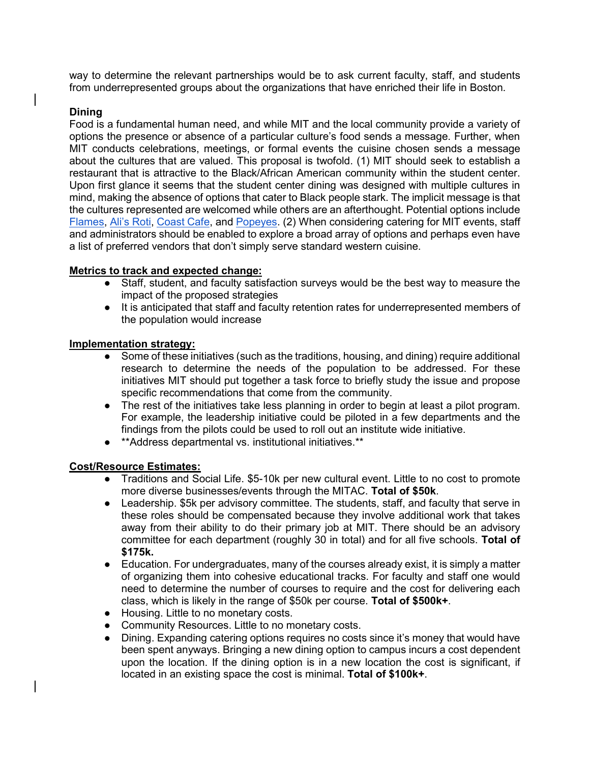way to determine the relevant partnerships would be to ask current faculty, staff, and students from underrepresented groups about the organizations that have enriched their life in Boston.

**Dining**

Food is a fundamental human need, and while MIT and the local community provide a variety of options the presence or absence of a particular culture's food sends a message. Further, when MIT conducts celebrations, meetings, or formal events the cuisine chosen sends a message about the cultures that are valued. This proposal is twofold. (1) MIT should seek to establish a restaurant that is attractive to the Black/African American community within the student center. Upon first glance it seems that the student center dining was designed with multiple cultures in mind, making the absence of options that cater to Black people stark. The implicit message is that the cultures represented are welcomed while others are an afterthought. Potential options include Flames, Ali's Roti, Coast Cafe, and Popeyes. (2) When considering catering for MIT events, staff and administrators should be enabled to explore a broad array of options and perhaps even have a list of preferred vendors that don't simply serve standard western cuisine.

**Metrics to track and expected change:**

- Staff, student, and faculty satisfaction surveys would be the best way to measure the impact of the proposed strategies
- It is anticipated that staff and faculty retention rates for underrepresented members of the population would increase

**Implementation strategy:**

- Some of these initiatives (such as the traditions, housing, and dining) require additional research to determine the needs of the population to be addressed. For these initiatives MIT should put together a task force to briefly study the issue and propose specific recommendations that come from the community.
- The rest of the initiatives take less planning in order to begin at least a pilot program. For example, the leadership initiative could be piloted in a few departments and the findings from the pilots could be used to roll out an institute wide initiative.
- **Address departmental vs. institutional initiatives.**

**Cost/Resource Estimates:**

- Traditions and Social Life. $5-10k per new cultural event. Little to no cost to promote more diverse businesses/events through the MITAC. **Total of $50k**.
- Leadership. $5k per advisory committee. The students, staff, and faculty that serve in these roles should be compensated because they involve additional work that takes away from their ability to do their primary job at MIT. There should be an advisory committee for each department (roughly 30 in total) and for all five schools. **Total of $175k.**
- Education. For undergraduates, many of the courses already exist, it is simply a matter of organizing them into cohesive educational tracks. For faculty and staff one would need to determine the number of courses to require and the cost for delivering each class, which is likely in the range of $50k per course. **Total of $500k+**.
- Housing. Little to no monetary costs.
- Community Resources. Little to no monetary costs.
- Dining. Expanding catering options requires no costs since it's money that would have been spent anyways. Bringing a new dining option to campus incurs a cost dependent upon the location. If the dining option is in a new location the cost is significant, if located in an existing space the cost is minimal. **Total of $100k+**.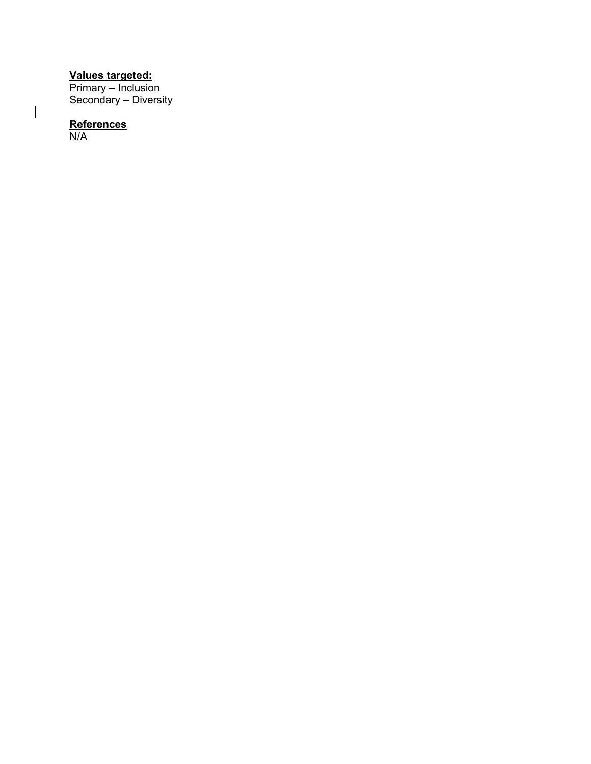**Values targeted:**
Primary – Inclusion
Secondary – Diversity

**References**
N/A